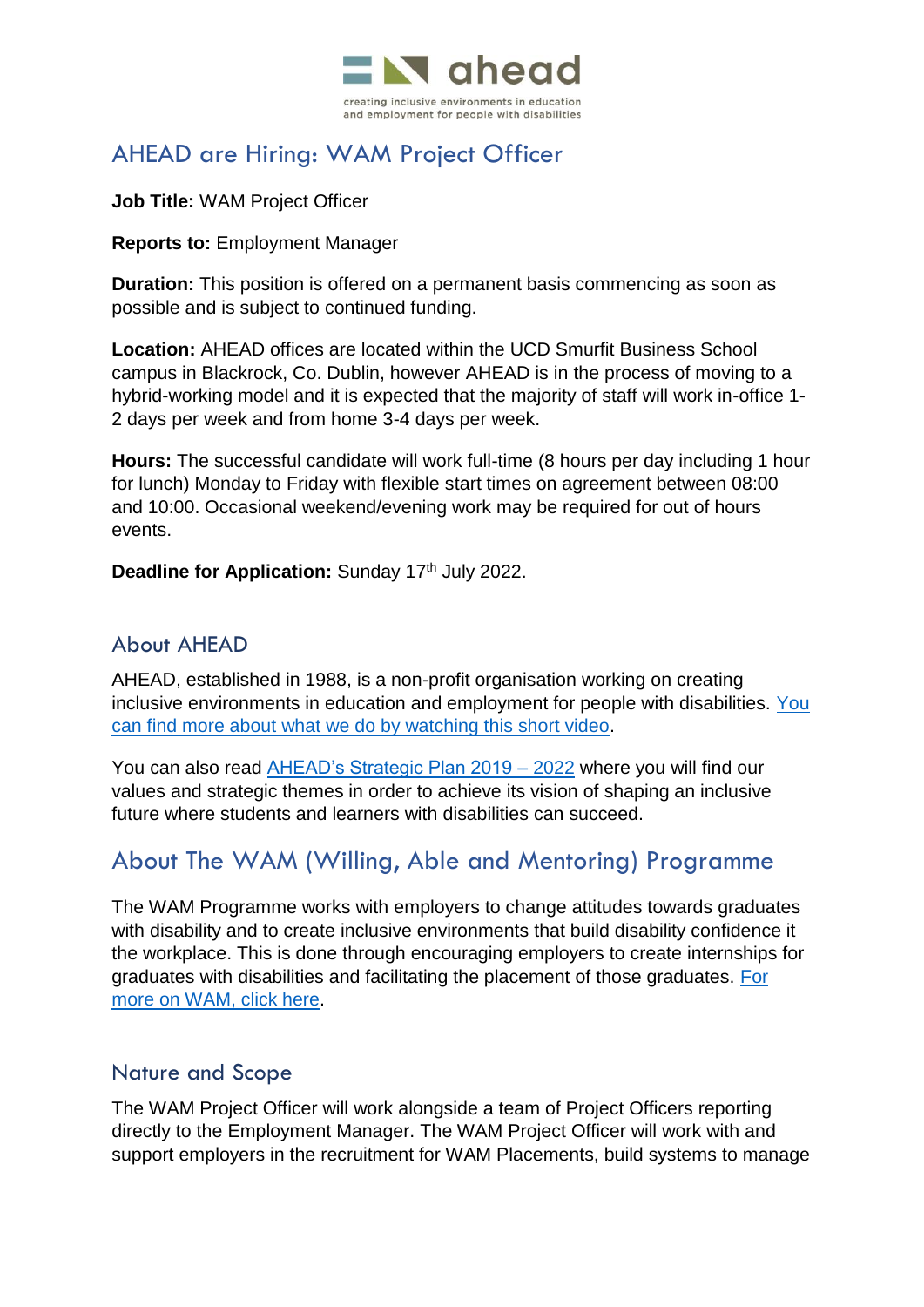# AHEAD are Hiring: WAM Project Officer

**Job Title:** WAM Project Officer

**Reports to:** Employment Manager

**Duration:** This position is offered on a permanent basis commencing as soon as possible and is subject to continued funding.

**Location:** AHEAD offices are located within the UCD Smurfit Business School campus in Blackrock, Co. Dublin, however AHEAD is in the process of moving to a hybrid-working model and it is expected that the majority of staff will work in-office 1-2 days per week and from home 3-4 days per week.

**Hours:** The successful candidate will work full-time (8 hours per day including 1 hour for lunch) Monday to Friday with flexible start times on agreement between 08:00 and 10:00. Occasional weekend/evening work may be required for out of hours events.

**Deadline for Application:** Sunday 17th July 2022.

## About AHEAD

AHEAD, established in 1988, is a non-profit organisation working on creating inclusive environments in education and employment for people with disabilities. You can find more about what we do by watching this short video.

You can also read AHEAD's Strategic Plan 2019 – 2022 where you will find our values and strategic themes in order to achieve its vision of shaping an inclusive future where students and learners with disabilities can succeed.

# About The WAM (Willing, Able and Mentoring) Programme

The WAM Programme works with employers to change attitudes towards graduates with disability and to create inclusive environments that build disability confidence it the workplace. This is done through encouraging employers to create internships for graduates with disabilities and facilitating the placement of those graduates. For more on WAM, click here.

## Nature and Scope

The WAM Project Officer will work alongside a team of Project Officers reporting directly to the Employment Manager. The WAM Project Officer will work with and support employers in the recruitment for WAM Placements, build systems to manage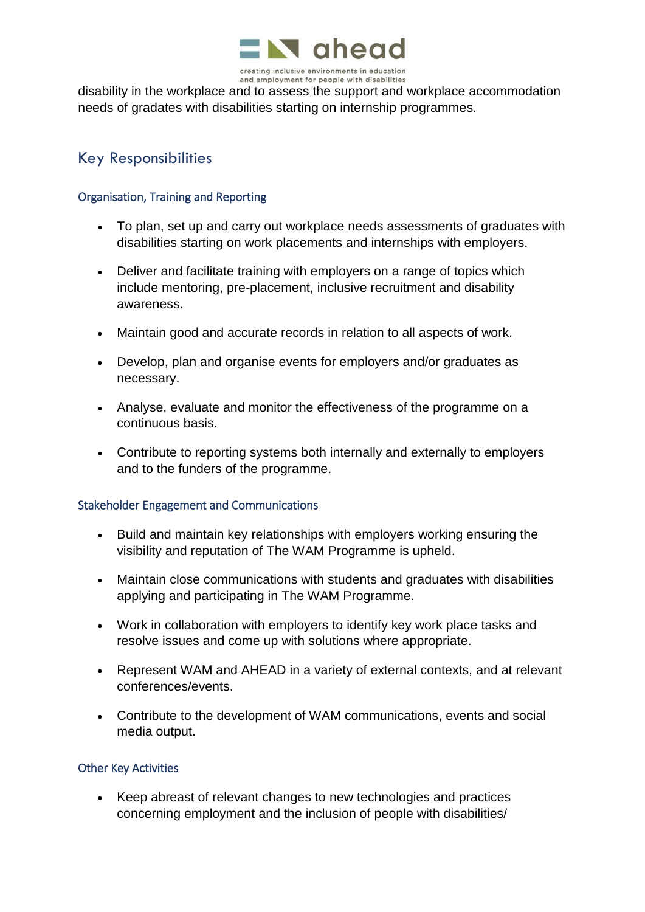disability in the workplace and to assess the support and workplace accommodation needs of gradates with disabilities starting on internship programmes.

## Key Responsibilities

### Organisation, Training and Reporting

- To plan, set up and carry out workplace needs assessments of graduates with disabilities starting on work placements and internships with employers.
- Deliver and facilitate training with employers on a range of topics which include mentoring, pre-placement, inclusive recruitment and disability awareness.
- Maintain good and accurate records in relation to all aspects of work.
- Develop, plan and organise events for employers and/or graduates as necessary.
- Analyse, evaluate and monitor the effectiveness of the programme on a continuous basis.
- Contribute to reporting systems both internally and externally to employers and to the funders of the programme.

### Stakeholder Engagement and Communications

- Build and maintain key relationships with employers working ensuring the visibility and reputation of The WAM Programme is upheld.
- Maintain close communications with students and graduates with disabilities applying and participating in The WAM Programme.
- Work in collaboration with employers to identify key work place tasks and resolve issues and come up with solutions where appropriate.
- Represent WAM and AHEAD in a variety of external contexts, and at relevant conferences/events.
- Contribute to the development of WAM communications, events and social media output.

### Other Key Activities

- Keep abreast of relevant changes to new technologies and practices concerning employment and the inclusion of people with disabilities/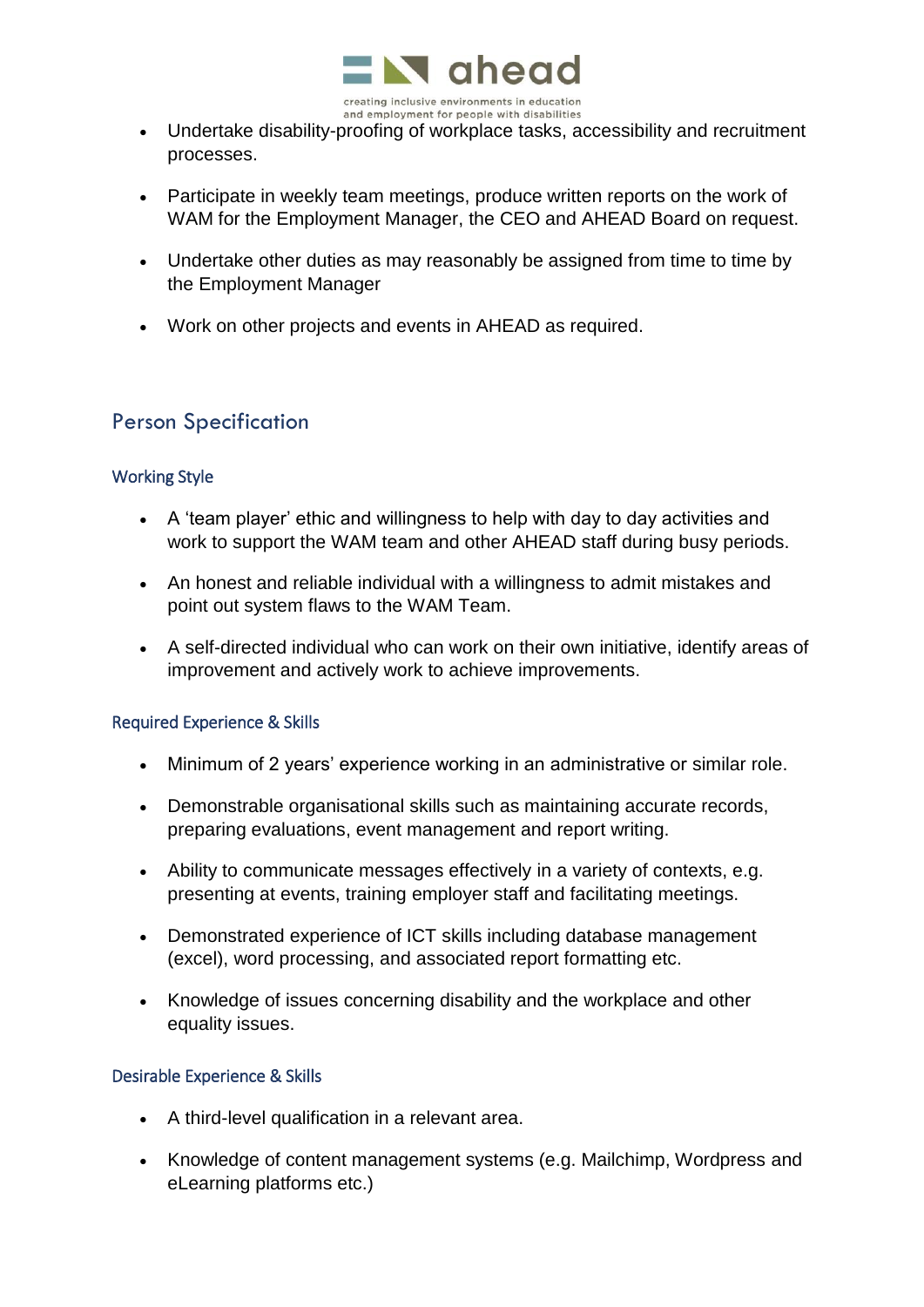- Undertake disability-proofing of workplace tasks, accessibility and recruitment processes.
- Participate in weekly team meetings, produce written reports on the work of WAM for the Employment Manager, the CEO and AHEAD Board on request.
- Undertake other duties as may reasonably be assigned from time to time by the Employment Manager
- Work on other projects and events in AHEAD as required.

## Person Specification

### Working Style

- A 'team player' ethic and willingness to help with day to day activities and work to support the WAM team and other AHEAD staff during busy periods.
- An honest and reliable individual with a willingness to admit mistakes and point out system flaws to the WAM Team.
- A self-directed individual who can work on their own initiative, identify areas of improvement and actively work to achieve improvements.

### Required Experience & Skills

- Minimum of 2 years' experience working in an administrative or similar role.
- Demonstrable organisational skills such as maintaining accurate records, preparing evaluations, event management and report writing.
- Ability to communicate messages effectively in a variety of contexts, e.g. presenting at events, training employer staff and facilitating meetings.
- Demonstrated experience of ICT skills including database management (excel), word processing, and associated report formatting etc.
- Knowledge of issues concerning disability and the workplace and other equality issues.

### Desirable Experience & Skills

- A third-level qualification in a relevant area.
- Knowledge of content management systems (e.g. Mailchimp, Wordpress and eLearning platforms etc.)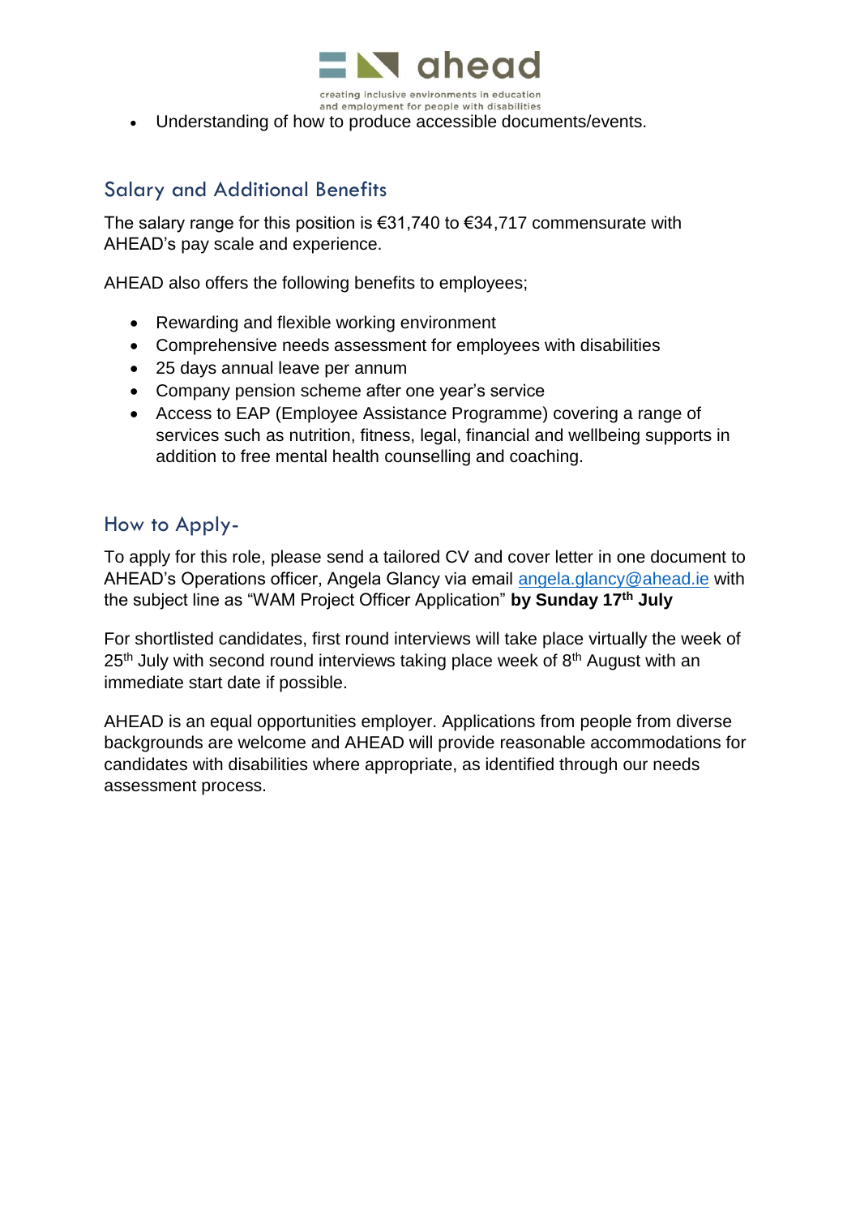- Understanding of how to produce accessible documents/events.

## Salary and Additional Benefits

The salary range for this position is €31,740 to €34,717 commensurate with AHEAD's pay scale and experience.

AHEAD also offers the following benefits to employees;

- Rewarding and flexible working environment
- Comprehensive needs assessment for employees with disabilities
- 25 days annual leave per annum
- Company pension scheme after one year's service
- Access to EAP (Employee Assistance Programme) covering a range of services such as nutrition, fitness, legal, financial and wellbeing supports in addition to free mental health counselling and coaching.

## How to Apply-

To apply for this role, please send a tailored CV and cover letter in one document to AHEAD's Operations officer, Angela Glancy via email angela.glancy@ahead.ie with the subject line as "WAM Project Officer Application" **by Sunday 17th July**

For shortlisted candidates, first round interviews will take place virtually the week of 25th July with second round interviews taking place week of 8th August with an immediate start date if possible.

AHEAD is an equal opportunities employer. Applications from people from diverse backgrounds are welcome and AHEAD will provide reasonable accommodations for candidates with disabilities where appropriate, as identified through our needs assessment process.